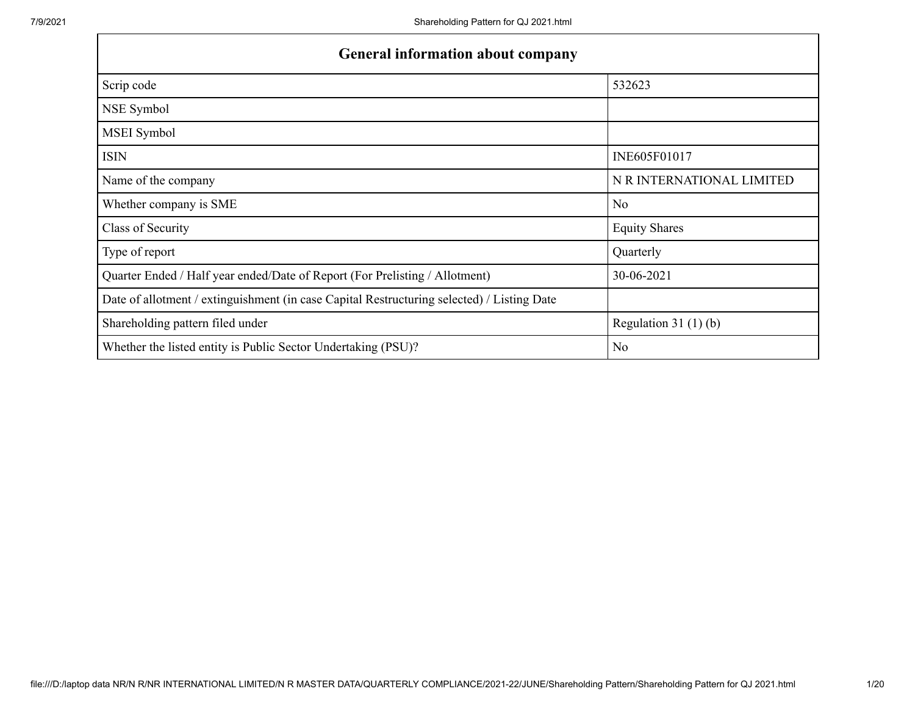| General information about company | |
|---|---|
| Scrip code | 532623 |
| NSE Symbol | |
| MSEI Symbol | |
| ISIN | INE605F01017 |
| Name of the company | N R INTERNATIONAL LIMITED |
| Whether company is SME | No |
| Class of Security | Equity Shares |
| Type of report | Quarterly |
| Quarter Ended / Half year ended/Date of Report (For Prelisting / Allotment) | 30-06-2021 |
| Date of allotment / extinguishment (in case Capital Restructuring selected) / Listing Date | |
| Shareholding pattern filed under | Regulation 31 (1) (b) |
| Whether the listed entity is Public Sector Undertaking (PSU)? | No |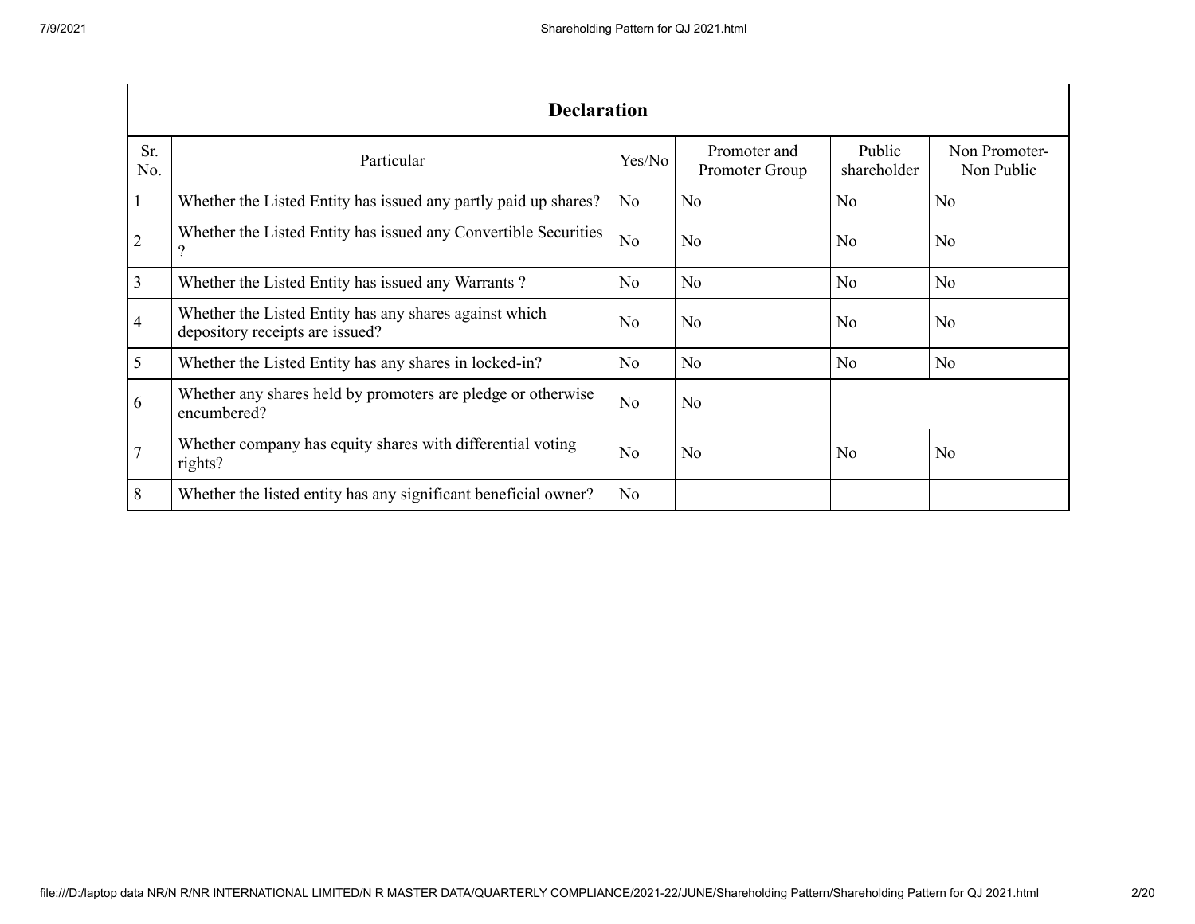| Declaration | | | | | |
|---|---|---|---|---|---|
| Sr. No. | Particular | Yes/No | Promoter and Promoter Group | Public shareholder | Non Promoter- Non Public |
| 1 | Whether the Listed Entity has issued any partly paid up shares? | No | No | No | No |
| 2 | Whether the Listed Entity has issued any Convertible Securities ? | No | No | No | No |
| 3 | Whether the Listed Entity has issued any Warrants ? | No | No | No | No |
| 4 | Whether the Listed Entity has any shares against which depository receipts are issued? | No | No | No | No |
| 5 | Whether the Listed Entity has any shares in locked-in? | No | No | No | No |
| 6 | Whether any shares held by promoters are pledge or otherwise encumbered? | No | No | | |
| 7 | Whether company has equity shares with differential voting rights? | No | No | No | No |
| 8 | Whether the listed entity has any significant beneficial owner? | No | | | |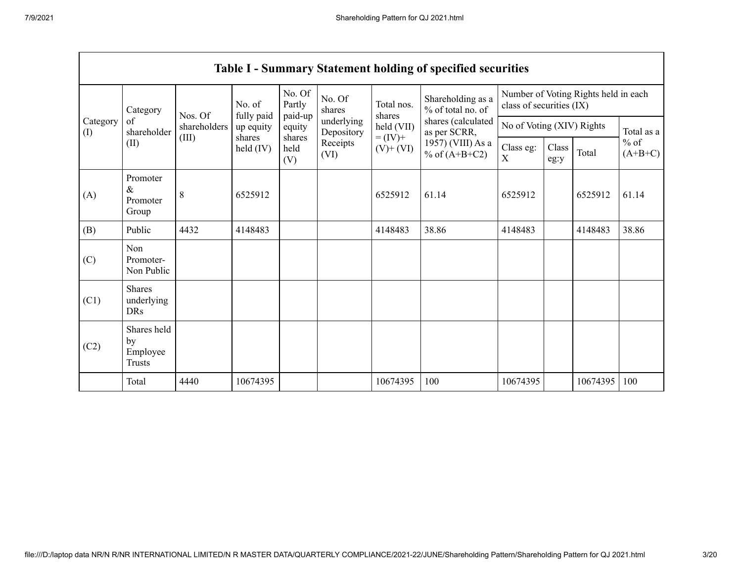## Table I - Summary Statement holding of specified securities

| Category (I) | Category of shareholder (II) | Nos. Of shareholders (III) | No. of fully paid up equity shares held (IV) | No. Of Partly paid-up equity shares held (V) | No. Of shares underlying Depository Receipts (VI) | Total nos. shares held (VII) = (IV)+ (V)+ (VI) | Shareholding as a % of total no. of shares (calculated as per SCRR, 1957) (VIII) As a % of (A+B+C2) | Number of Voting Rights held in each class of securities (IX) | | | |
|---|---|---|---|---|---|---|---|---|---|---|---|
| | | | | | | | | No of Voting (XIV) Rights | | | Total as a % of (A+B+C) |
| | | | | | | | | Class eg: X | Class eg:y | Total | |
| (A) | Promoter & Promoter Group | 8 | 6525912 | | | 6525912 | 61.14 | 6525912 | | 6525912 | 61.14 |
| (B) | Public | 4432 | 4148483 | | | 4148483 | 38.86 | 4148483 | | 4148483 | 38.86 |
| (C) | Non Promoter- Non Public | | | | | | | | | | |
| (C1) | Shares underlying DRs | | | | | | | | | | |
| (C2) | Shares held by Employee Trusts | | | | | | | | | | |
| | Total | 4440 | 10674395 | | | 10674395 | 100 | 10674395 | | 10674395 | 100 |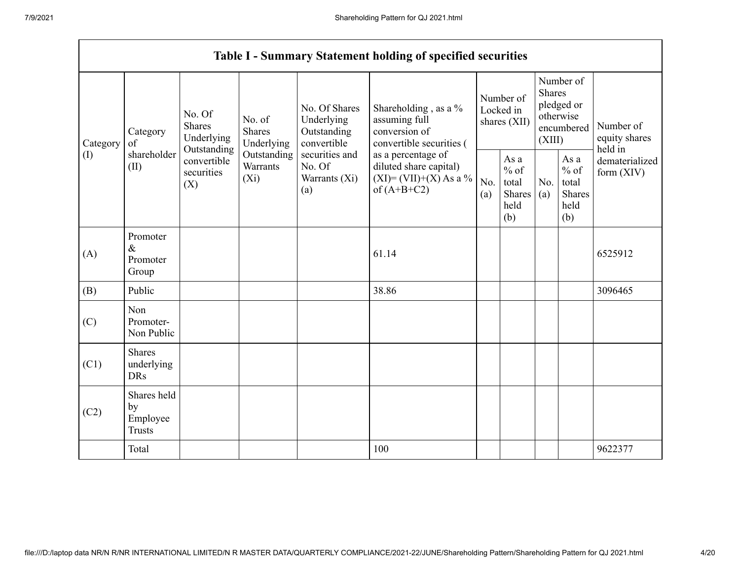| Table I - Summary Statement holding of specified securities | | | | | | | | | | |
|---|---|---|---|---|---|---|---|---|---|---|
| Category (I) | Category of shareholder (II) | No. Of Shares Underlying Outstanding convertible securities (X) | No. of Shares Underlying Outstanding Warrants (Xi) | No. Of Shares Underlying Outstanding convertible securities and No. Of Warrants (Xi) (a) | Shareholding , as a % assuming full conversion of convertible securities ( as a percentage of diluted share capital) (XI)= (VII)+(X) As a % of (A+B+C2) | Number of Locked in shares (XII) | | Number of Shares pledged or otherwise encumbered (XIII) | | Number of equity shares held in dematerialized form (XIV) |
| | | | | | | No. (a) | As a % of total Shares held (b) | No. (a) | As a % of total Shares held (b) | |
| (A) | Promoter & Promoter Group | | | | 61.14 | | | | | 6525912 |
| (B) | Public | | | | 38.86 | | | | | 3096465 |
| (C) | Non Promoter- Non Public | | | | | | | | | |
| (C1) | Shares underlying DRs | | | | | | | | | |
| (C2) | Shares held by Employee Trusts | | | | | | | | | |
| | Total | | | | 100 | | | | | 9622377 |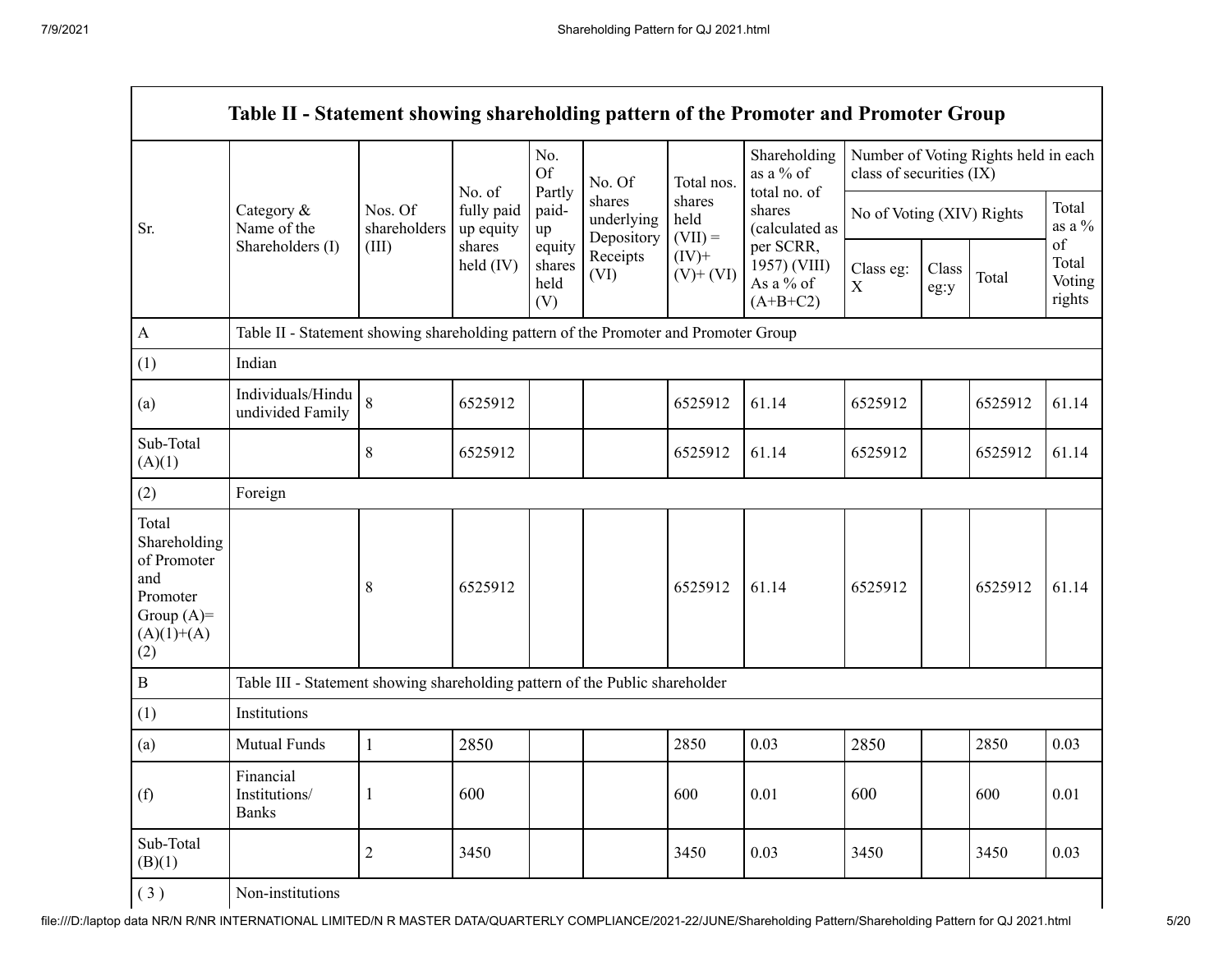| Table II - Statement showing shareholding pattern of the Promoter and Promoter Group | | | | | | | | | | | |
|---|---|---|---|---|---|---|---|---|---|---|---|
| Sr. | Category & Name of the Shareholders (I) | Nos. Of shareholders (III) | No. of fully paid up equity shares held (IV) | No. Of Partly paid-up equity shares held (V) | No. Of shares underlying Depository Receipts (VI) | Total nos. shares held (VII) = (IV)+ (V)+ (VI) | Shareholding as a % of total no. of shares (calculated as per SCRR, 1957) (VIII) As a % of (A+B+C2) | Number of Voting Rights held in each class of securities (IX) | | | |
| | | | | | | | | No of Voting (XIV) Rights | | | Total as a % of Total Voting rights |
| | | | | | | | | Class eg: X | Class eg:y | Total | |
| A | Table II - Statement showing shareholding pattern of the Promoter and Promoter Group | | | | | | | | | | |
| (1) | Indian | | | | | | | | | | |
| (a) | Individuals/Hindu undivided Family | 8 | 6525912 | | | 6525912 | 61.14 | 6525912 | | 6525912 | 61.14 |
| Sub-Total (A)(1) | | 8 | 6525912 | | | 6525912 | 61.14 | 6525912 | | 6525912 | 61.14 |
| (2) | Foreign | | | | | | | | | | |
| Total Shareholding of Promoter and Promoter Group (A)=(A)(1)+(A)(2) | | 8 | 6525912 | | | 6525912 | 61.14 | 6525912 | | 6525912 | 61.14 |
| B | Table III - Statement showing shareholding pattern of the Public shareholder | | | | | | | | | | |
| (1) | Institutions | | | | | | | | | | |
| (a) | Mutual Funds | 1 | 2850 | | | 2850 | 0.03 | 2850 | | 2850 | 0.03 |
| (f) | Financial Institutions/ Banks | 1 | 600 | | | 600 | 0.01 | 600 | | 600 | 0.01 |
| Sub-Total (B)(1) | | 2 | 3450 | | | 3450 | 0.03 | 3450 | | 3450 | 0.03 |
| ( 3 ) | Non-institutions | | | | | | | | | | |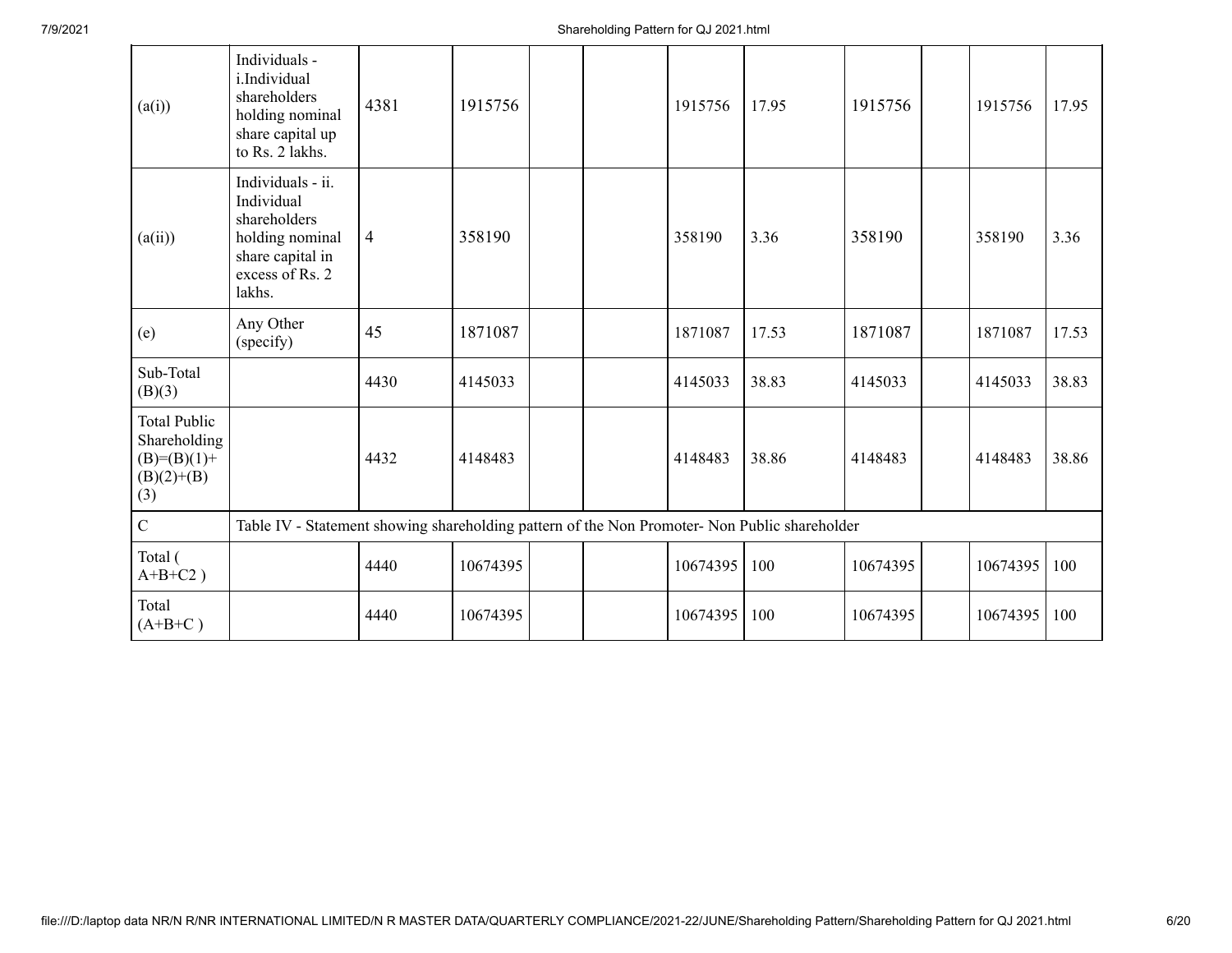| | | | | | | | | | | | |
|---|---|---|---|---|---|---|---|---|---|---|---|
| (a(i)) | Individuals - i.Individual shareholders holding nominal share capital up to Rs. 2 lakhs. | 4381 | 1915756 | | | 1915756 | 17.95 | 1915756 | | 1915756 | 17.95 |
| (a(ii)) | Individuals - ii. Individual shareholders holding nominal share capital in excess of Rs. 2 lakhs. | 4 | 358190 | | | 358190 | 3.36 | 358190 | | 358190 | 3.36 |
| (e) | Any Other (specify) | 45 | 1871087 | | | 1871087 | 17.53 | 1871087 | | 1871087 | 17.53 |
| Sub-Total (B)(3) | | 4430 | 4145033 | | | 4145033 | 38.83 | 4145033 | | 4145033 | 38.83 |
| Total Public Shareholding (B)=(B)(1)+(B)(2)+(B)(3) | | 4432 | 4148483 | | | 4148483 | 38.86 | 4148483 | | 4148483 | 38.86 |
| C | Table IV - Statement showing shareholding pattern of the Non Promoter- Non Public shareholder | | | | | | | | | | |
| Total ( A+B+C2 ) | | 4440 | 10674395 | | | 10674395 | 100 | 10674395 | | 10674395 | 100 |
| Total (A+B+C ) | | 4440 | 10674395 | | | 10674395 | 100 | 10674395 | | 10674395 | 100 |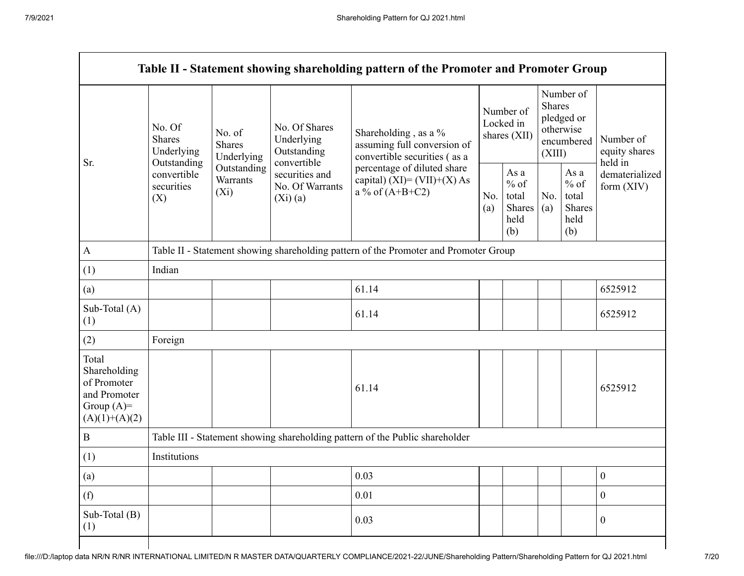| Table II - Statement showing shareholding pattern of the Promoter and Promoter Group | | | | | | | | | |
|---|---|---|---|---|---|---|---|---|---|
| Sr. | No. Of Shares Underlying Outstanding convertible securities (X) | No. of Shares Underlying Outstanding Warrants (Xi) | No. Of Shares Underlying Outstanding convertible securities and No. Of Warrants (Xi) (a) | Shareholding , as a % assuming full conversion of convertible securities ( as a percentage of diluted share capital) (XI)= (VII)+(X) As a % of (A+B+C2) | Number of Locked in shares (XII) | | Number of Shares pledged or otherwise encumbered (XIII) | | Number of equity shares held in dematerialized form (XIV) |
| | | | | | No. (a) | As a % of total Shares held (b) | No. (a) | As a % of total Shares held (b) | |
| A | Table II - Statement showing shareholding pattern of the Promoter and Promoter Group | | | | | | | | |
| (1) | Indian | | | | | | | | |
| (a) | | | | 61.14 | | | | | 6525912 |
| Sub-Total (A) (1) | | | | 61.14 | | | | | 6525912 |
| (2) | Foreign | | | | | | | | |
| Total Shareholding of Promoter and Promoter Group (A)= (A)(1)+(A)(2) | | | | 61.14 | | | | | 6525912 |
| B | Table III - Statement showing shareholding pattern of the Public shareholder | | | | | | | | |
| (1) | Institutions | | | | | | | | |
| (a) | | | | 0.03 | | | | | 0 |
| (f) | | | | 0.01 | | | | | 0 |
| Sub-Total (B) (1) | | | | 0.03 | | | | | 0 |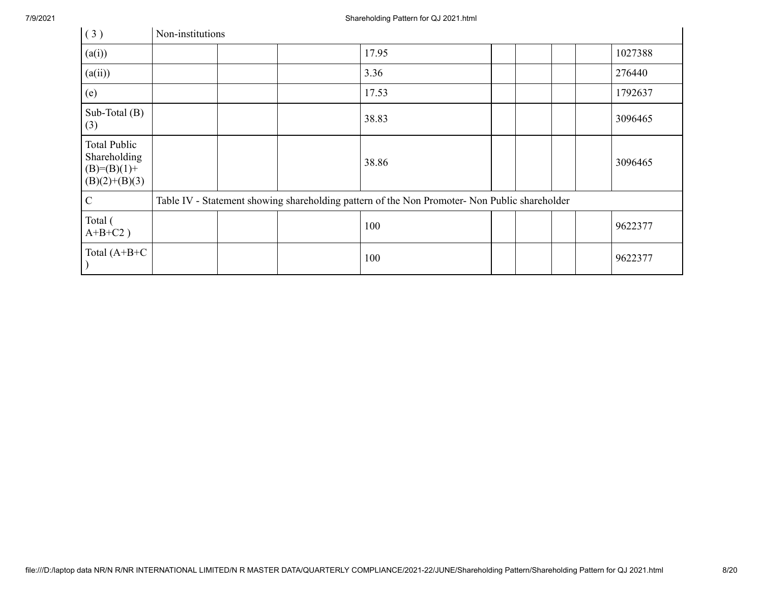| ( 3 ) | Non-institutions | | | | | | | |
|---|---|---|---|---|---|---|---|---|
| (a(i)) | | | 17.95 | | | | | 1027388 |
| (a(ii)) | | | 3.36 | | | | | 276440 |
| (e) | | | 17.53 | | | | | 1792637 |
| Sub-Total (B) (3) | | | 38.83 | | | | | 3096465 |
| Total Public Shareholding (B)=(B)(1)+(B)(2)+(B)(3) | | | 38.86 | | | | | 3096465 |
| C | Table IV - Statement showing shareholding pattern of the Non Promoter- Non Public shareholder | | | | | | | |
| Total ( A+B+C2 ) | | | 100 | | | | | 9622377 |
| Total (A+B+C ) | | | 100 | | | | | 9622377 |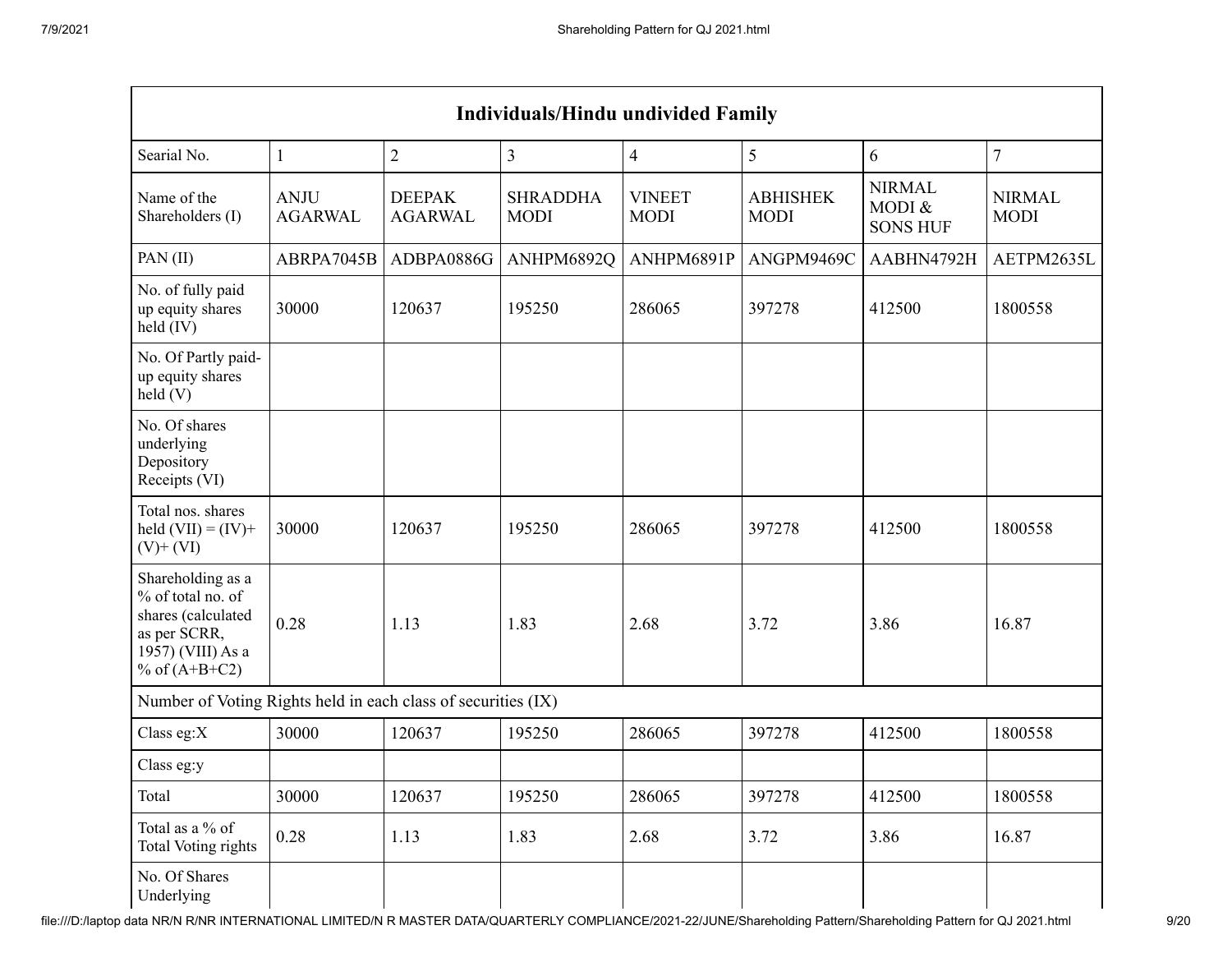| Individuals/Hindu undivided Family | | | | | | | |
|---|---|---|---|---|---|---|---|
| Searial No. | 1 | 2 | 3 | 4 | 5 | 6 | 7 |
| Name of the Shareholders (I) | ANJU AGARWAL | DEEPAK AGARWAL | SHRADDHA MODI | VINEET MODI | ABHISHEK MODI | NIRMAL MODI & SONS HUF | NIRMAL MODI |
| PAN (II) | ABRPA7045B | ADBPA0886G | ANHPM6892Q | ANHPM6891P | ANGPM9469C | AABHN4792H | AETPM2635L |
| No. of fully paid up equity shares held (IV) | 30000 | 120637 | 195250 | 286065 | 397278 | 412500 | 1800558 |
| No. Of Partly paid-up equity shares held (V) | | | | | | | |
| No. Of shares underlying Depository Receipts (VI) | | | | | | | |
| Total nos. shares held (VII) = (IV)+ (V)+ (VI) | 30000 | 120637 | 195250 | 286065 | 397278 | 412500 | 1800558 |
| Shareholding as a % of total no. of shares (calculated as per SCRR, 1957) (VIII) As a % of (A+B+C2) | 0.28 | 1.13 | 1.83 | 2.68 | 3.72 | 3.86 | 16.87 |
| Number of Voting Rights held in each class of securities (IX) | | | | | | | |
| Class eg:X | 30000 | 120637 | 195250 | 286065 | 397278 | 412500 | 1800558 |
| Class eg:y | | | | | | | |
| Total | 30000 | 120637 | 195250 | 286065 | 397278 | 412500 | 1800558 |
| Total as a % of Total Voting rights | 0.28 | 1.13 | 1.83 | 2.68 | 3.72 | 3.86 | 16.87 |
| No. Of Shares Underlying | | | | | | | |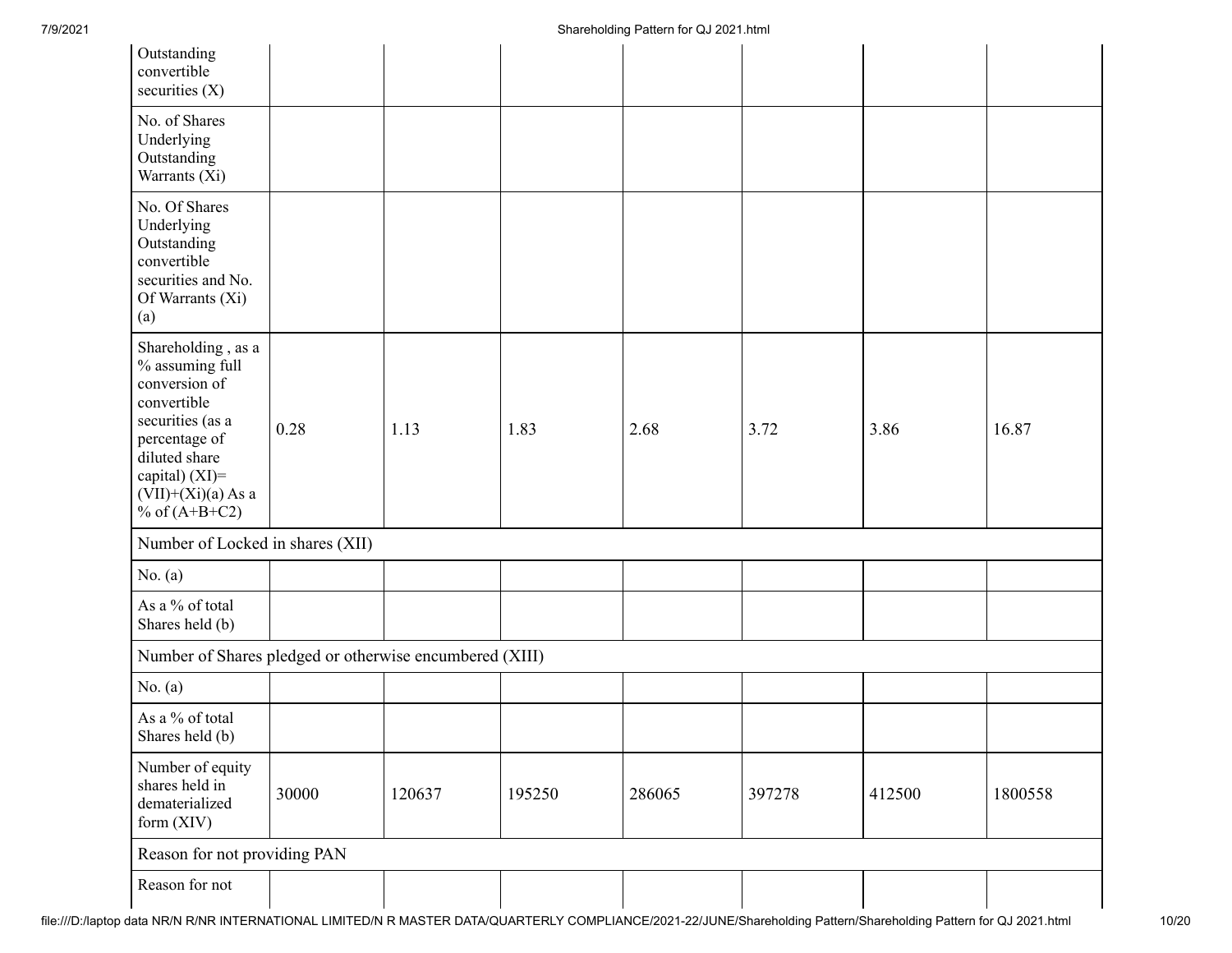| | | | | | | | |
|---|---|---|---|---|---|---|---|
| Outstanding convertible securities (X) | | | | | | | |
| No. of Shares Underlying Outstanding Warrants (Xi) | | | | | | | |
| No. Of Shares Underlying Outstanding convertible securities and No. Of Warrants (Xi) (a) | | | | | | | |
| Shareholding , as a % assuming full conversion of convertible securities (as a percentage of diluted share capital) (XI)= (VII)+(Xi)(a) As a % of (A+B+C2) | 0.28 | 1.13 | 1.83 | 2.68 | 3.72 | 3.86 | 16.87 |
| Number of Locked in shares (XII) | | | | | | | |
| No. (a) | | | | | | | |
| As a % of total Shares held (b) | | | | | | | |
| Number of Shares pledged or otherwise encumbered (XIII) | | | | | | | |
| No. (a) | | | | | | | |
| As a % of total Shares held (b) | | | | | | | |
| Number of equity shares held in dematerialized form (XIV) | 30000 | 120637 | 195250 | 286065 | 397278 | 412500 | 1800558 |
| Reason for not providing PAN | | | | | | | |
| Reason for not | | | | | | | |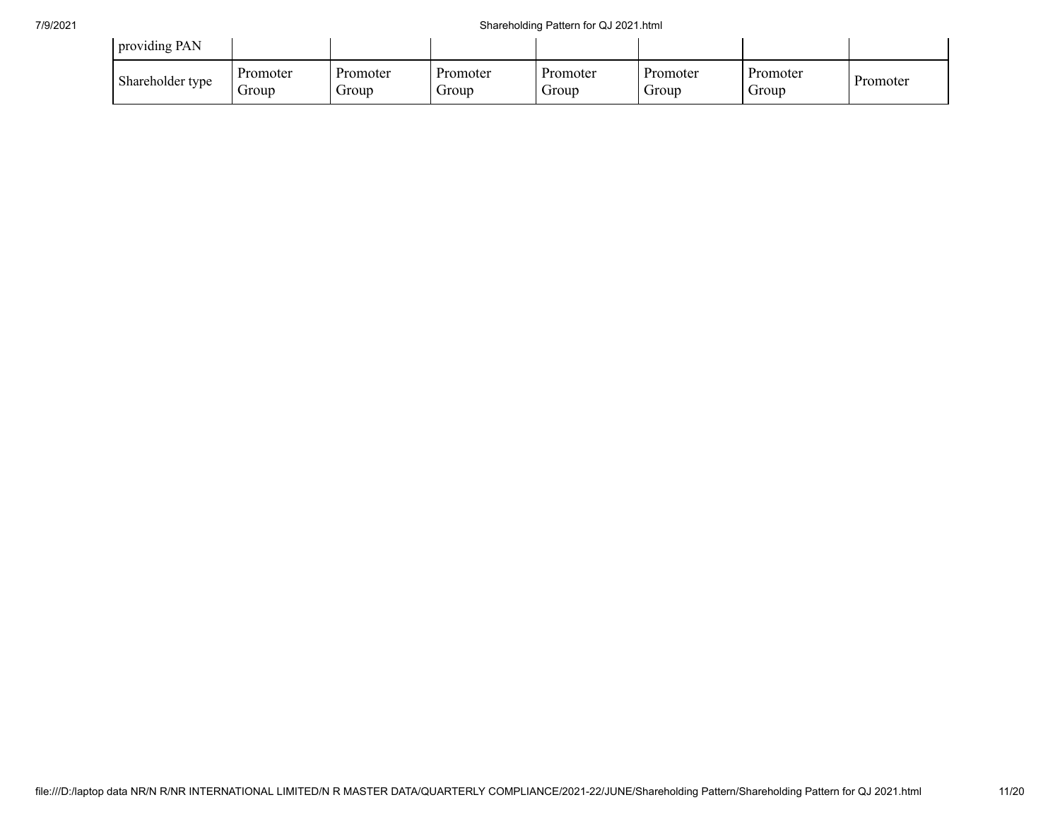| providing PAN | | | | | | | |
|---|---|---|---|---|---|---|---|
| Shareholder type | Promoter Group | Promoter Group | Promoter Group | Promoter Group | Promoter Group | Promoter Group | Promoter |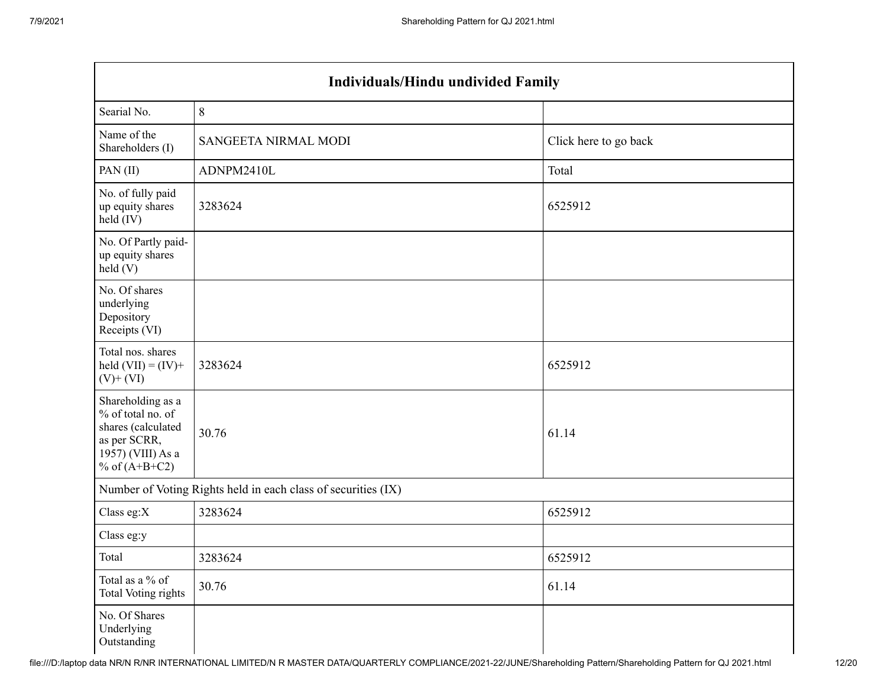| Individuals/Hindu undivided Family | | |
|---|---|---|
| Searial No. | 8 | |
| Name of the Shareholders (I) | SANGEETA NIRMAL MODI | Click here to go back |
| PAN (II) | ADNPM2410L | Total |
| No. of fully paid up equity shares held (IV) | 3283624 | 6525912 |
| No. Of Partly paid-up equity shares held (V) | | |
| No. Of shares underlying Depository Receipts (VI) | | |
| Total nos. shares held (VII) = (IV)+ (V)+ (VI) | 3283624 | 6525912 |
| Shareholding as a % of total no. of shares (calculated as per SCRR, 1957) (VIII) As a % of (A+B+C2) | 30.76 | 61.14 |
| Number of Voting Rights held in each class of securities (IX) | | |
| Class eg:X | 3283624 | 6525912 |
| Class eg:y | | |
| Total | 3283624 | 6525912 |
| Total as a % of Total Voting rights | 30.76 | 61.14 |
| No. Of Shares Underlying Outstanding | | |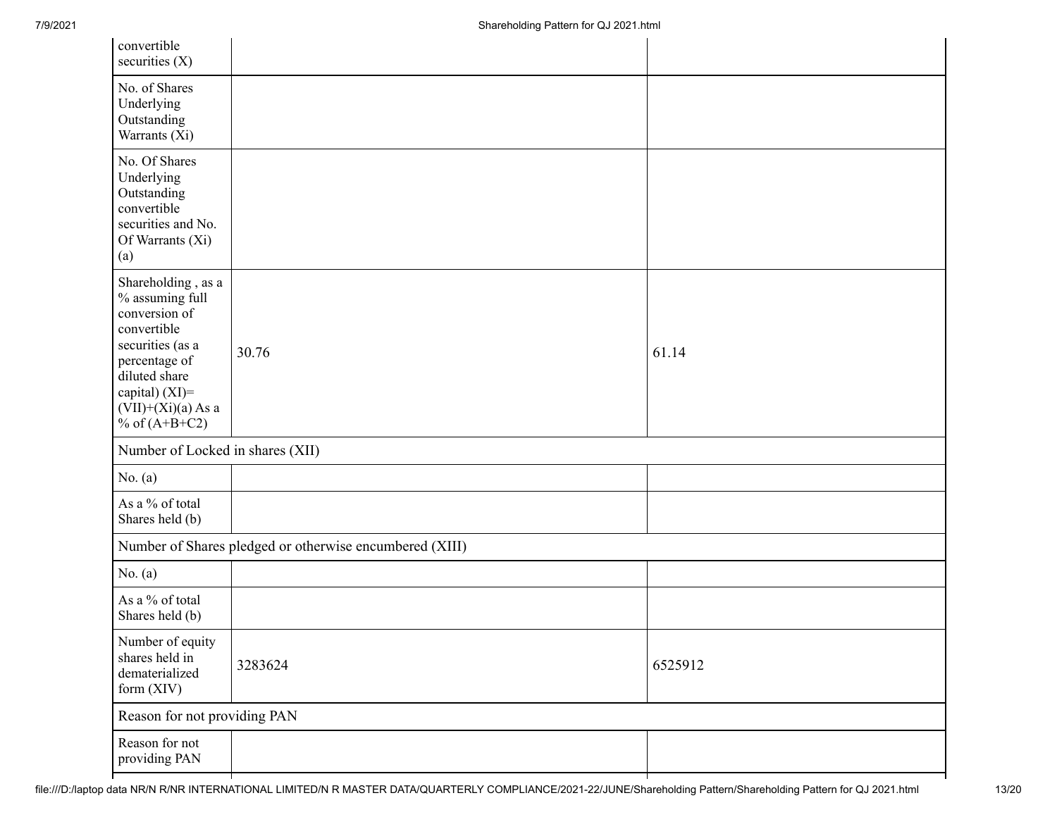| | | |
|---|---|---|
| convertible securities (X) | | |
| No. of Shares Underlying Outstanding Warrants (Xi) | | |
| No. Of Shares Underlying Outstanding convertible securities and No. Of Warrants (Xi) (a) | | |
| Shareholding , as a % assuming full conversion of convertible securities (as a percentage of diluted share capital) (XI)= (VII)+(Xi)(a) As a % of (A+B+C2) | 30.76 | 61.14 |
| Number of Locked in shares (XII) | | |
| No. (a) | | |
| As a % of total Shares held (b) | | |
| Number of Shares pledged or otherwise encumbered (XIII) | | |
| No. (a) | | |
| As a % of total Shares held (b) | | |
| Number of equity shares held in dematerialized form (XIV) | 3283624 | 6525912 |
| Reason for not providing PAN | | |
| Reason for not providing PAN | | |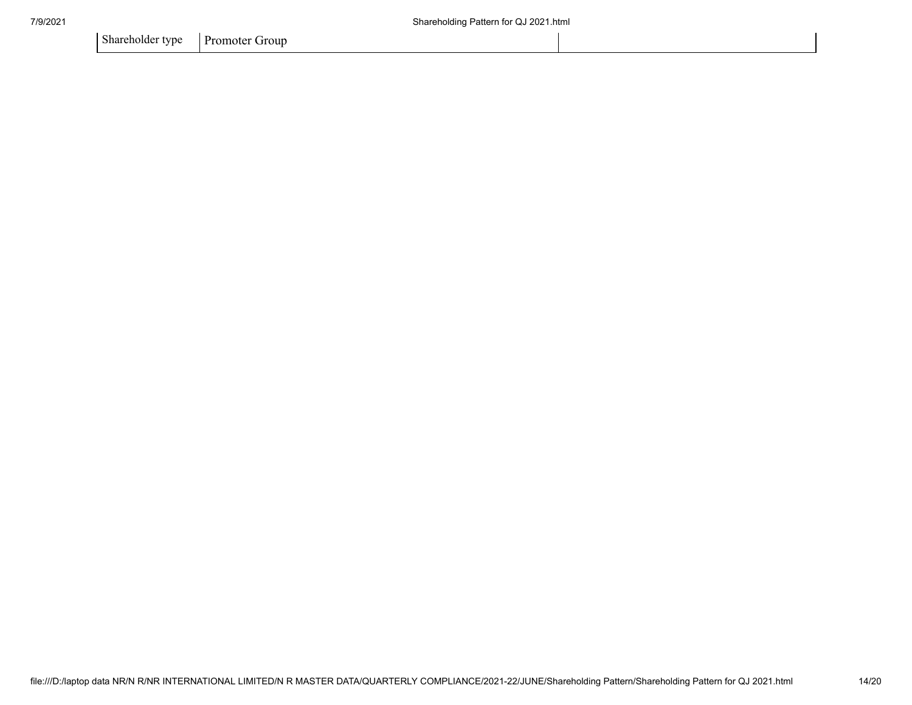| | | |
|---|---|---|
| Shareholder type | Promoter Group | |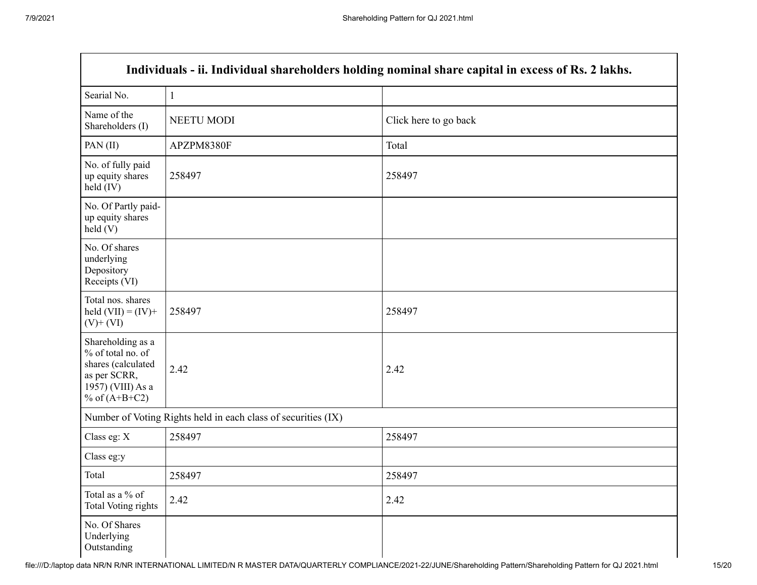| Individuals - ii. Individual shareholders holding nominal share capital in excess of Rs. 2 lakhs. | | |
|---|---|---|
| Searial No. | 1 | |
| Name of the Shareholders (I) | NEETU MODI | Click here to go back |
| PAN (II) | APZPM8380F | Total |
| No. of fully paid up equity shares held (IV) | 258497 | 258497 |
| No. Of Partly paid-up equity shares held (V) | | |
| No. Of shares underlying Depository Receipts (VI) | | |
| Total nos. shares held (VII) = (IV)+ (V)+ (VI) | 258497 | 258497 |
| Shareholding as a % of total no. of shares (calculated as per SCRR, 1957) (VIII) As a % of (A+B+C2) | 2.42 | 2.42 |
| Number of Voting Rights held in each class of securities (IX) | | |
| Class eg: X | 258497 | 258497 |
| Class eg:y | | |
| Total | 258497 | 258497 |
| Total as a % of Total Voting rights | 2.42 | 2.42 |
| No. Of Shares Underlying Outstanding | | |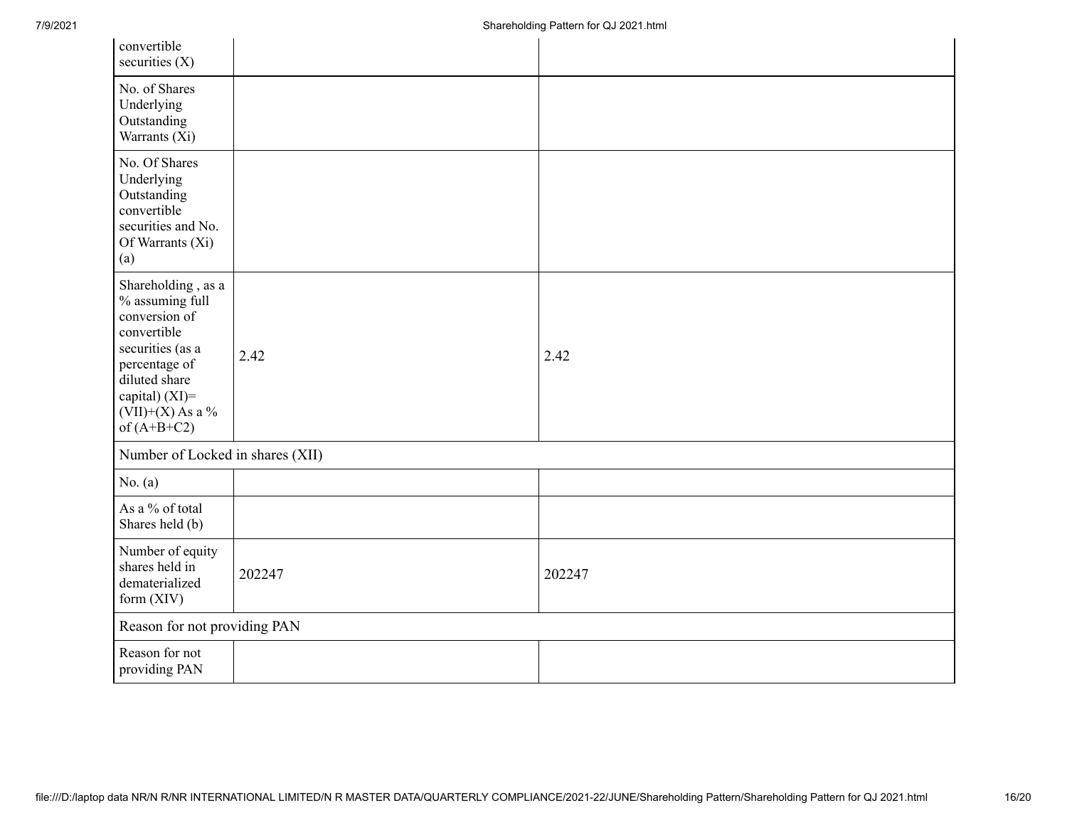| | | |
|---|---|---|
| convertible securities (X) | | |
| No. of Shares Underlying Outstanding Warrants (Xi) | | |
| No. Of Shares Underlying Outstanding convertible securities and No. Of Warrants (Xi) (a) | | |
| Shareholding , as a % assuming full conversion of convertible securities (as a percentage of diluted share capital) (XI)= (VII)+(X) As a % of (A+B+C2) | 2.42 | 2.42 |
| Number of Locked in shares (XII) | | |
| No. (a) | | |
| As a % of total Shares held (b) | | |
| Number of equity shares held in dematerialized form (XIV) | 202247 | 202247 |
| Reason for not providing PAN | | |
| Reason for not providing PAN | | |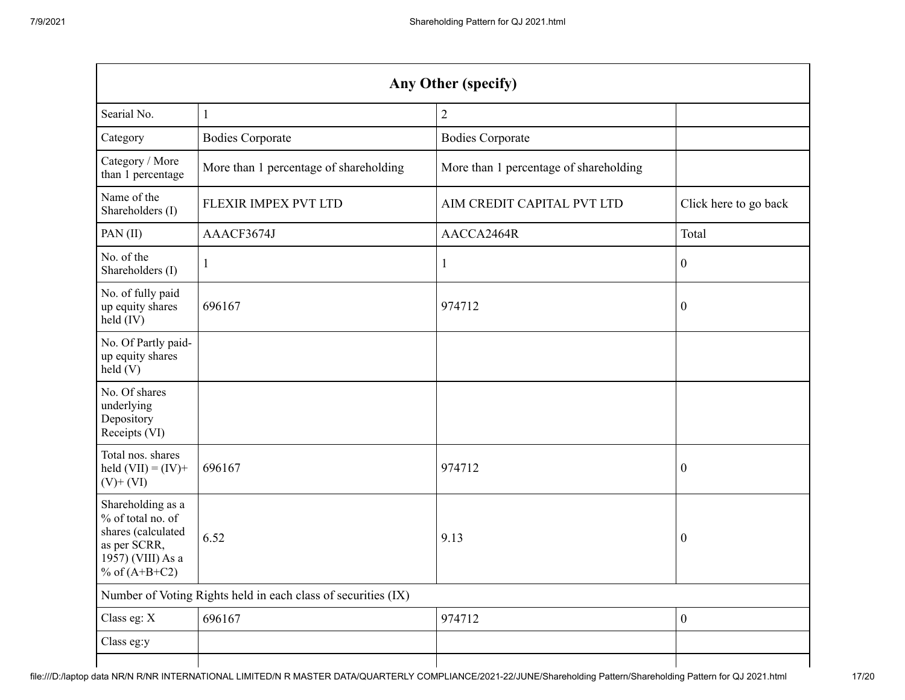| Any Other (specify) | | | |
|---|---|---|---|
| Searial No. | 1 | 2 | |
| Category | Bodies Corporate | Bodies Corporate | |
| Category / More than 1 percentage | More than 1 percentage of shareholding | More than 1 percentage of shareholding | |
| Name of the Shareholders (I) | FLEXIR IMPEX PVT LTD | AIM CREDIT CAPITAL PVT LTD | Click here to go back |
| PAN (II) | AAACF3674J | AACCA2464R | Total |
| No. of the Shareholders (I) | 1 | 1 | 0 |
| No. of fully paid up equity shares held (IV) | 696167 | 974712 | 0 |
| No. Of Partly paid-up equity shares held (V) | | | |
| No. Of shares underlying Depository Receipts (VI) | | | |
| Total nos. shares held (VII) = (IV)+ (V)+ (VI) | 696167 | 974712 | 0 |
| Shareholding as a % of total no. of shares (calculated as per SCRR, 1957) (VIII) As a % of (A+B+C2) | 6.52 | 9.13 | 0 |
| Number of Voting Rights held in each class of securities (IX) | | | |
| Class eg: X | 696167 | 974712 | 0 |
| Class eg:y | | | |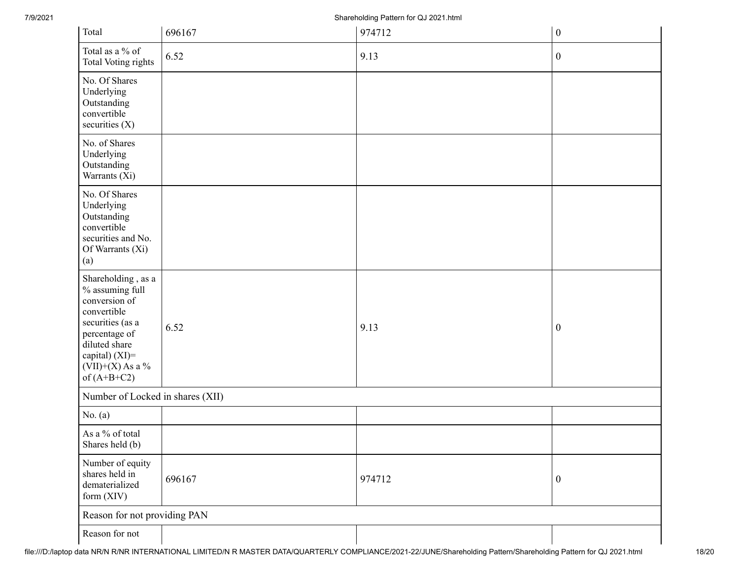| | | | |
|---|---|---|---|
| Total | 696167 | 974712 | 0 |
| Total as a % of Total Voting rights | 6.52 | 9.13 | 0 |
| No. Of Shares Underlying Outstanding convertible securities (X) | | | |
| No. of Shares Underlying Outstanding Warrants (Xi) | | | |
| No. Of Shares Underlying Outstanding convertible securities and No. Of Warrants (Xi) (a) | | | |
| Shareholding , as a % assuming full conversion of convertible securities (as a percentage of diluted share capital) (XI)= (VII)+(X) As a % of (A+B+C2) | 6.52 | 9.13 | 0 |
| Number of Locked in shares (XII) | | | |
| No. (a) | | | |
| As a % of total Shares held (b) | | | |
| Number of equity shares held in dematerialized form (XIV) | 696167 | 974712 | 0 |
| Reason for not providing PAN | | | |
| Reason for not | | | |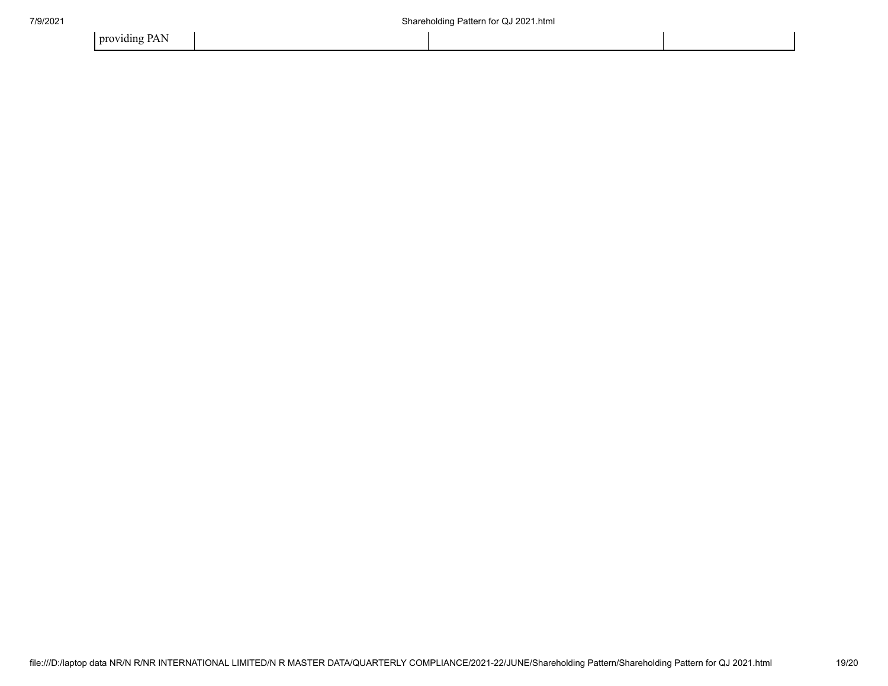| providing PAN | | | |
|---|---|---|---|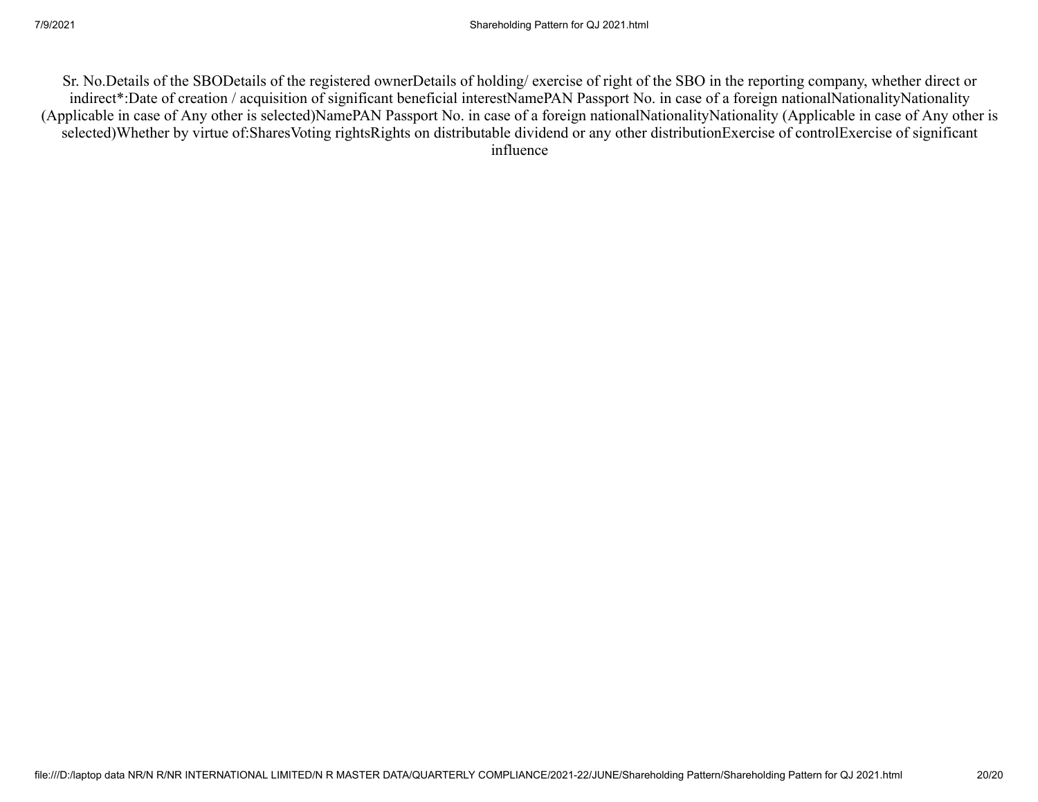Sr. No.Details of the SBODetails of the registered ownerDetails of holding/ exercise of right of the SBO in the reporting company, whether direct or indirect*:Date of creation / acquisition of significant beneficial interestNamePAN Passport No. in case of a foreign nationalNationalityNationality (Applicable in case of Any other is selected)NamePAN Passport No. in case of a foreign nationalNationalityNationality (Applicable in case of Any other is selected)Whether by virtue of:SharesVoting rightsRights on distributable dividend or any other distributionExercise of controlExercise of significant influence